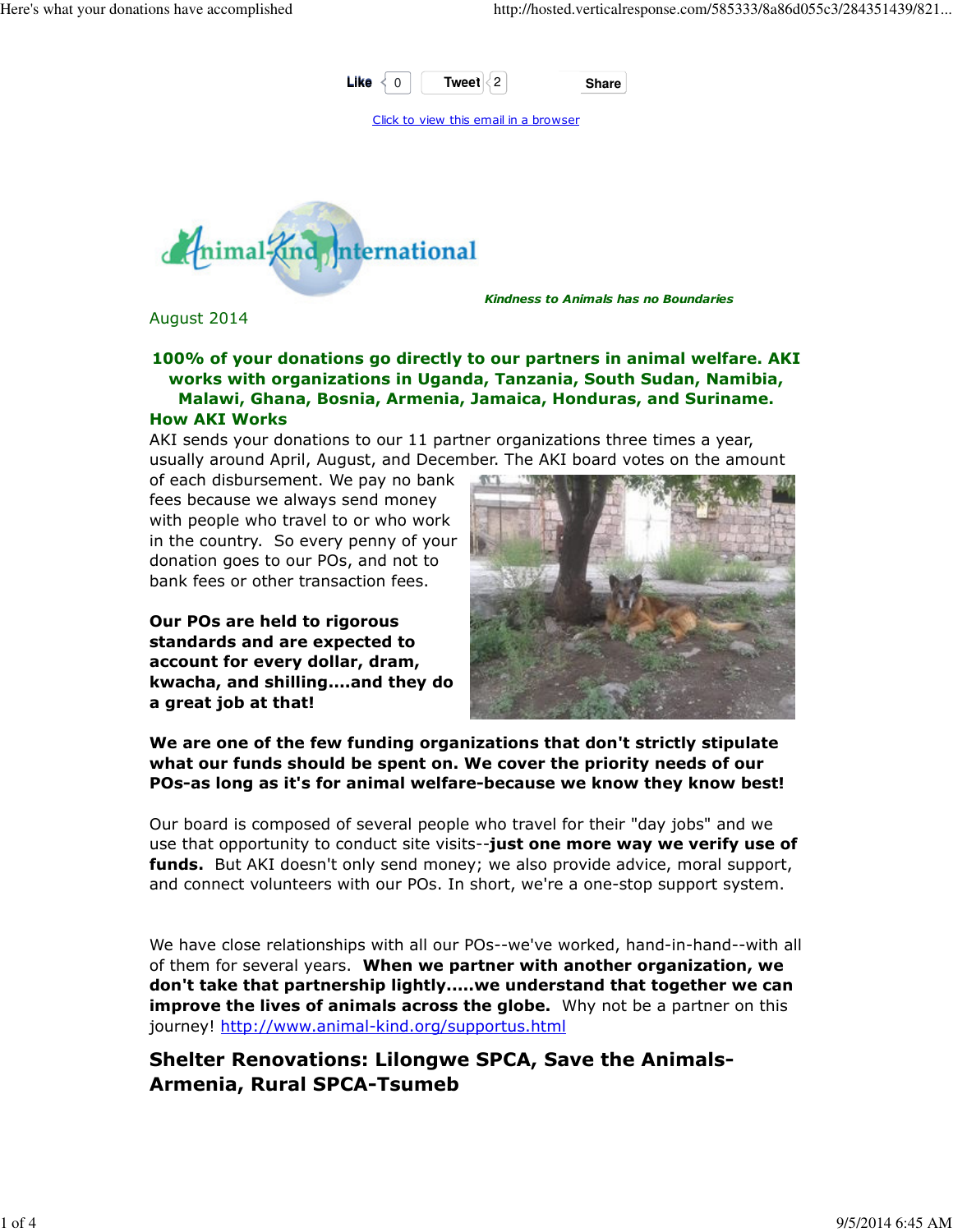Like 0 Tweet 2 Share

Click to view this email in a browser

Animal-Kind International

*Kindness to Animals has no Boundaries*

August 2014

**100% of your donations go directly to our partners in animal welfare. AKI works with organizations in Uganda, Tanzania, South Sudan, Namibia, Malawi, Ghana, Bosnia, Armenia, Jamaica, Honduras, and Suriname.**

## How AKI Works

AKI sends your donations to our 11 partner organizations three times a year, usually around April, August, and December. The AKI board votes on the amount of each disbursement. We pay no bank fees because we always send money with people who travel to or who work in the country. So every penny of your donation goes to our POs, and not to bank fees or other transaction fees.

**Our POs are held to rigorous standards and are expected to account for every dollar, dram, kwacha, and shilling....and they do a great job at that!**

**We are one of the few funding organizations that don't strictly stipulate what our funds should be spent on. We cover the priority needs of our POs-as long as it's for animal welfare-because we know they know best!**

Our board is composed of several people who travel for their "day jobs" and we use that opportunity to conduct site visits--**just one more way we verify use of funds.** But AKI doesn't only send money; we also provide advice, moral support, and connect volunteers with our POs. In short, we're a one-stop support system.

We have close relationships with all our POs--we've worked, hand-in-hand--with all of them for several years. **When we partner with another organization, we don't take that partnership lightly.....we understand that together we can improve the lives of animals across the globe.** Why not be a partner on this journey! http://www.animal-kind.org/supportus.html

## Shelter Renovations: Lilongwe SPCA, Save the Animals-Armenia, Rural SPCA-Tsumeb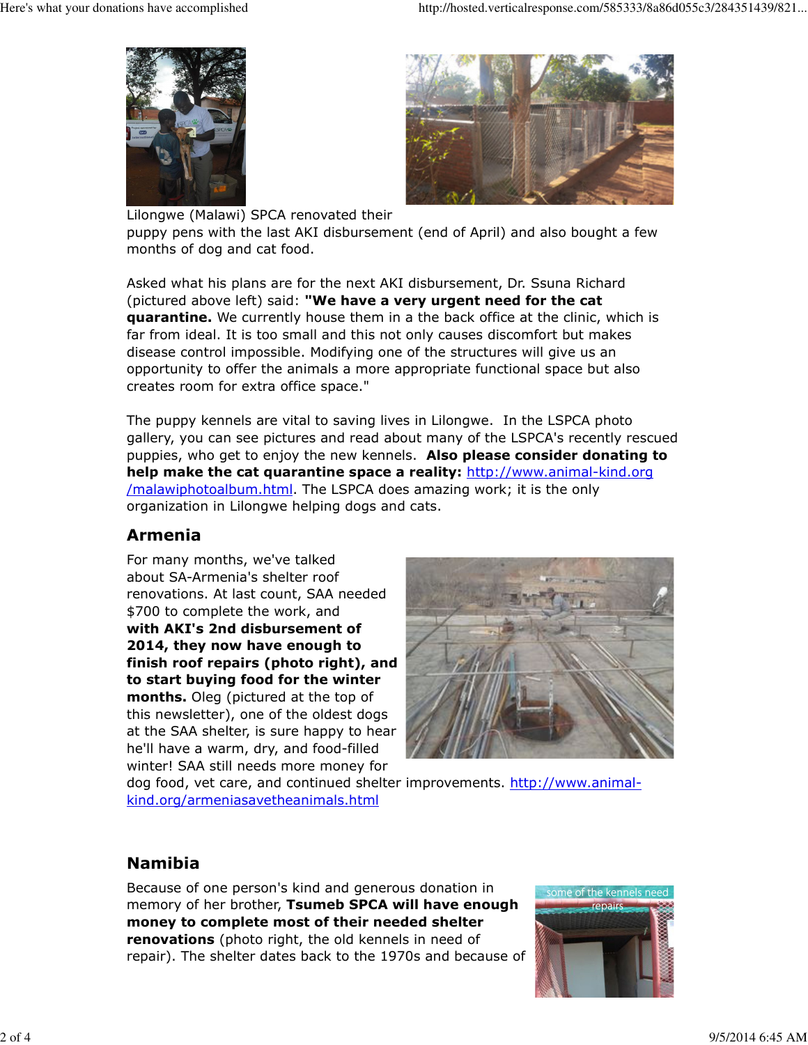Lilongwe (Malawi) SPCA renovated their puppy pens with the last AKI disbursement (end of April) and also bought a few months of dog and cat food.

Asked what his plans are for the next AKI disbursement, Dr. Ssuna Richard (pictured above left) said: **"We have a very urgent need for the cat quarantine.** We currently house them in a the back office at the clinic, which is far from ideal. It is too small and this not only causes discomfort but makes disease control impossible. Modifying one of the structures will give us an opportunity to offer the animals a more appropriate functional space but also creates room for extra office space."

The puppy kennels are vital to saving lives in Lilongwe. In the LSPCA photo gallery, you can see pictures and read about many of the LSPCA's recently rescued puppies, who get to enjoy the new kennels. **Also please consider donating to help make the cat quarantine space a reality:** http://www.animal-kind.org/malawiphotoalbum.html. The LSPCA does amazing work; it is the only organization in Lilongwe helping dogs and cats.

## Armenia

For many months, we've talked about SA-Armenia's shelter roof renovations. At last count, SAA needed $700 to complete the work, and **with AKI's 2nd disbursement of 2014, they now have enough to finish roof repairs (photo right), and to start buying food for the winter months.** Oleg (pictured at the top of this newsletter), one of the oldest dogs at the SAA shelter, is sure happy to hear he'll have a warm, dry, and food-filled winter! SAA still needs more money for dog food, vet care, and continued shelter improvements. http://www.animal-kind.org/armeniasavetheanimals.html

## Namibia

some of the kennels need repairs

Because of one person's kind and generous donation in memory of her brother, **Tsumeb SPCA will have enough money to complete most of their needed shelter renovations** (photo right, the old kennels in need of repair). The shelter dates back to the 1970s and because of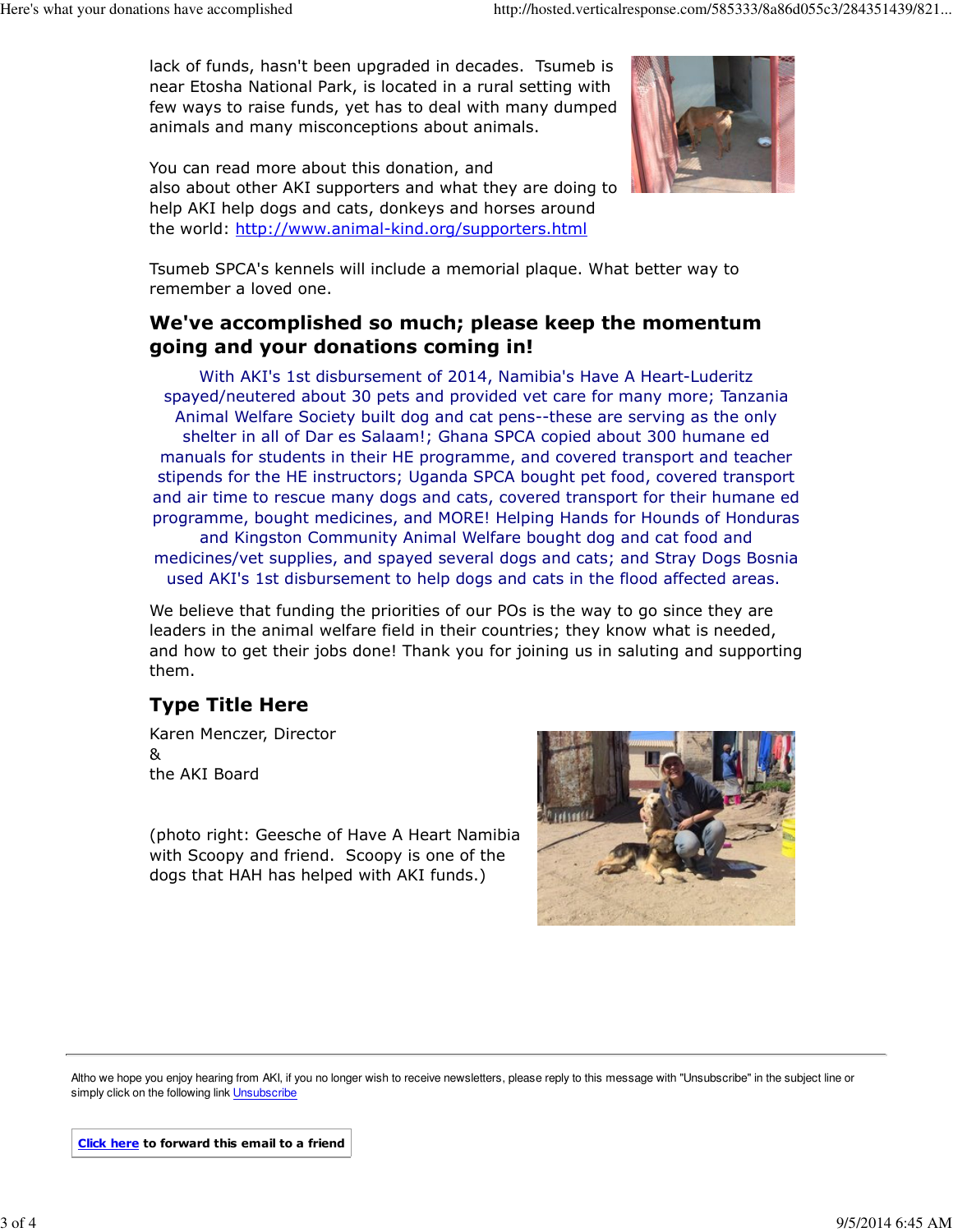lack of funds, hasn't been upgraded in decades. Tsumeb is near Etosha National Park, is located in a rural setting with few ways to raise funds, yet has to deal with many dumped animals and many misconceptions about animals.

You can read more about this donation, and also about other AKI supporters and what they are doing to help AKI help dogs and cats, donkeys and horses around the world: http://www.animal-kind.org/supporters.html

Tsumeb SPCA's kennels will include a memorial plaque. What better way to remember a loved one.

## We've accomplished so much; please keep the momentum going and your donations coming in!

With AKI's 1st disbursement of 2014, Namibia's Have A Heart-Luderitz spayed/neutered about 30 pets and provided vet care for many more; Tanzania Animal Welfare Society built dog and cat pens--these are serving as the only shelter in all of Dar es Salaam!; Ghana SPCA copied about 300 humane ed manuals for students in their HE programme, and covered transport and teacher stipends for the HE instructors; Uganda SPCA bought pet food, covered transport and air time to rescue many dogs and cats, covered transport for their humane ed programme, bought medicines, and MORE! Helping Hands for Hounds of Honduras and Kingston Community Animal Welfare bought dog and cat food and medicines/vet supplies, and spayed several dogs and cats; and Stray Dogs Bosnia used AKI's 1st disbursement to help dogs and cats in the flood affected areas.

We believe that funding the priorities of our POs is the way to go since they are leaders in the animal welfare field in their countries; they know what is needed, and how to get their jobs done! Thank you for joining us in saluting and supporting them.

## Type Title Here

Karen Menczer, Director
&
the AKI Board

(photo right: Geesche of Have A Heart Namibia with Scoopy and friend. Scoopy is one of the dogs that HAH has helped with AKI funds.)

---

Altho we hope you enjoy hearing from AKI, if you no longer wish to receive newsletters, please reply to this message with "Unsubscribe" in the subject line or simply click on the following link Unsubscribe

**Click here to forward this email to a friend**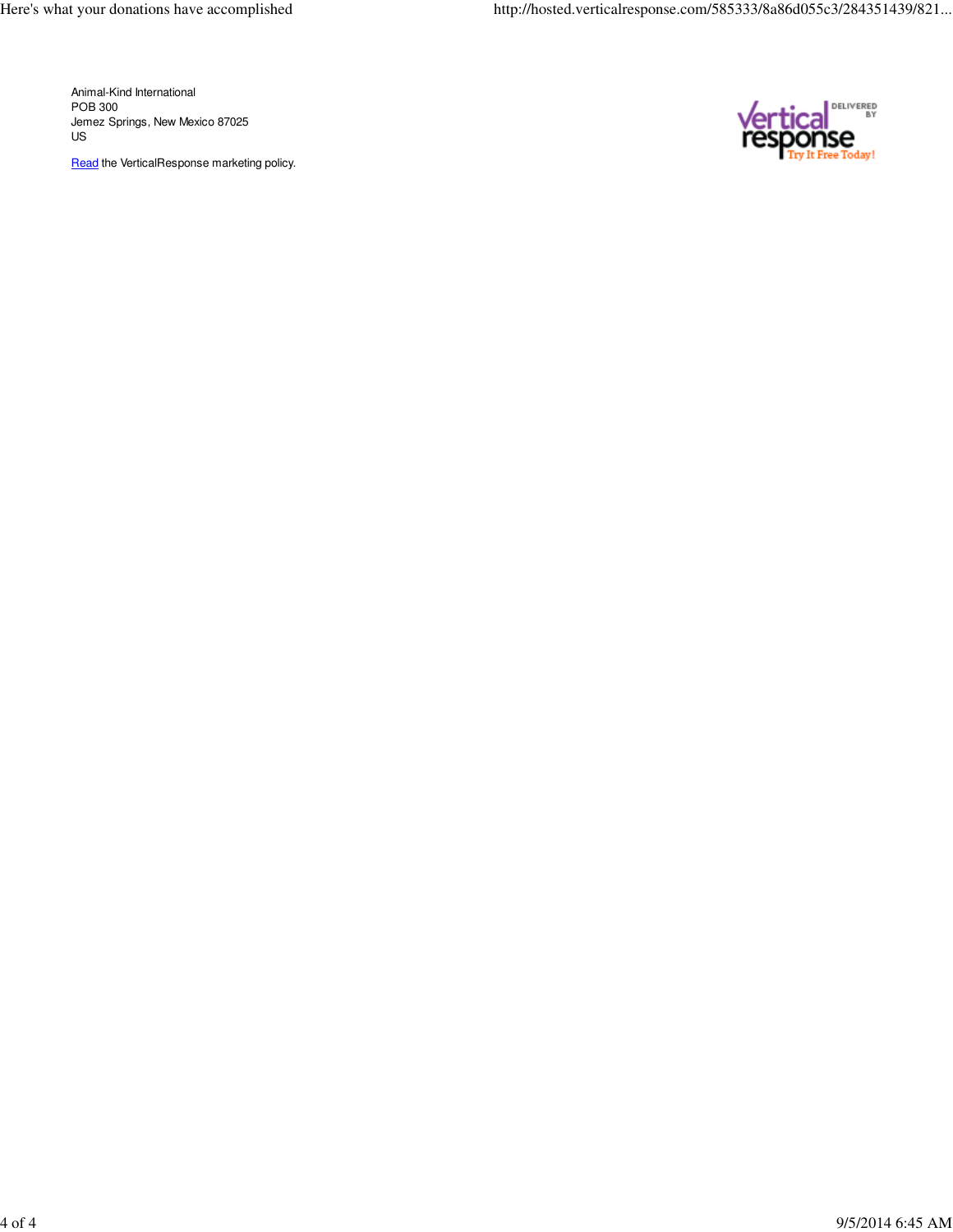Animal-Kind International
POB 300
Jemez Springs, New Mexico 87025
US

Read the VerticalResponse marketing policy.

DELIVERED BY
Vertical response
Try It Free Today!